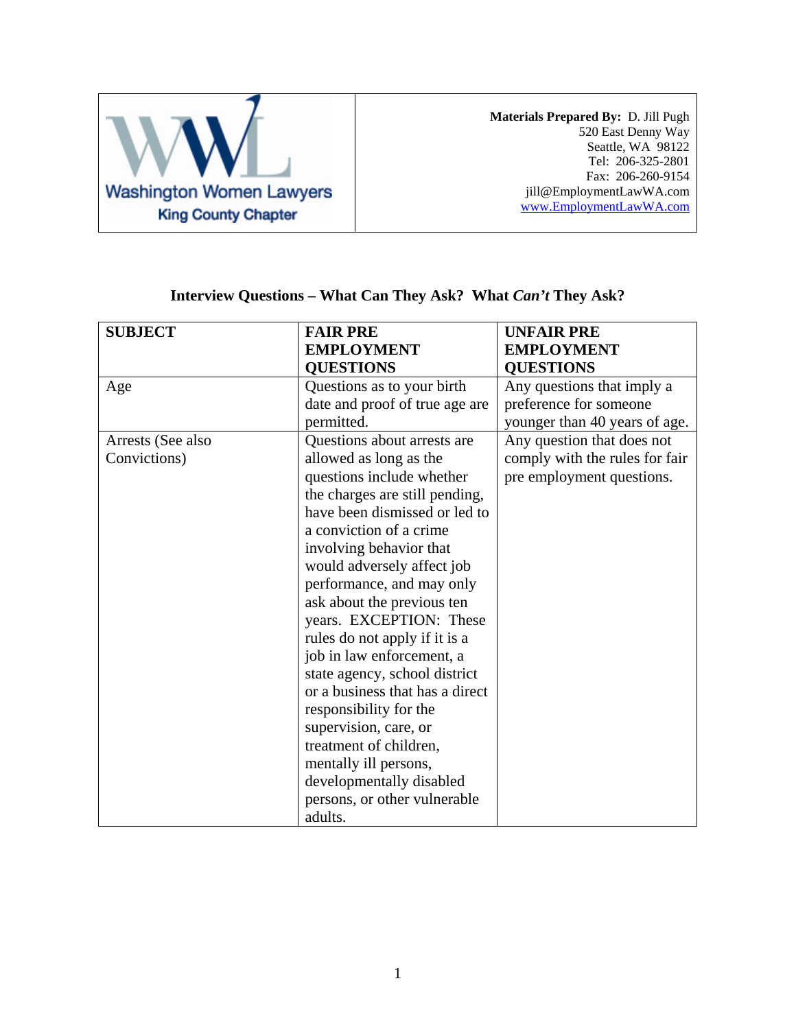Washington Women Lawyers
King County Chapter

**Materials Prepared By:** D. Jill Pugh
520 East Denny Way
Seattle, WA 98122
Tel: 206-325-2801
Fax: 206-260-9154
jill@EmploymentLawWA.com
www.EmploymentLawWA.com

## Interview Questions – What Can They Ask? What *Can't* They Ask?

| SUBJECT | FAIR PRE EMPLOYMENT QUESTIONS | UNFAIR PRE EMPLOYMENT QUESTIONS |
|---|---|---|
| Age | Questions as to your birth date and proof of true age are permitted. | Any questions that imply a preference for someone younger than 40 years of age. |
| Arrests (See also Convictions) | Questions about arrests are allowed as long as the questions include whether the charges are still pending, have been dismissed or led to a conviction of a crime involving behavior that would adversely affect job performance, and may only ask about the previous ten years. EXCEPTION: These rules do not apply if it is a job in law enforcement, a state agency, school district or a business that has a direct responsibility for the supervision, care, or treatment of children, mentally ill persons, developmentally disabled persons, or other vulnerable adults. | Any question that does not comply with the rules for fair pre employment questions. |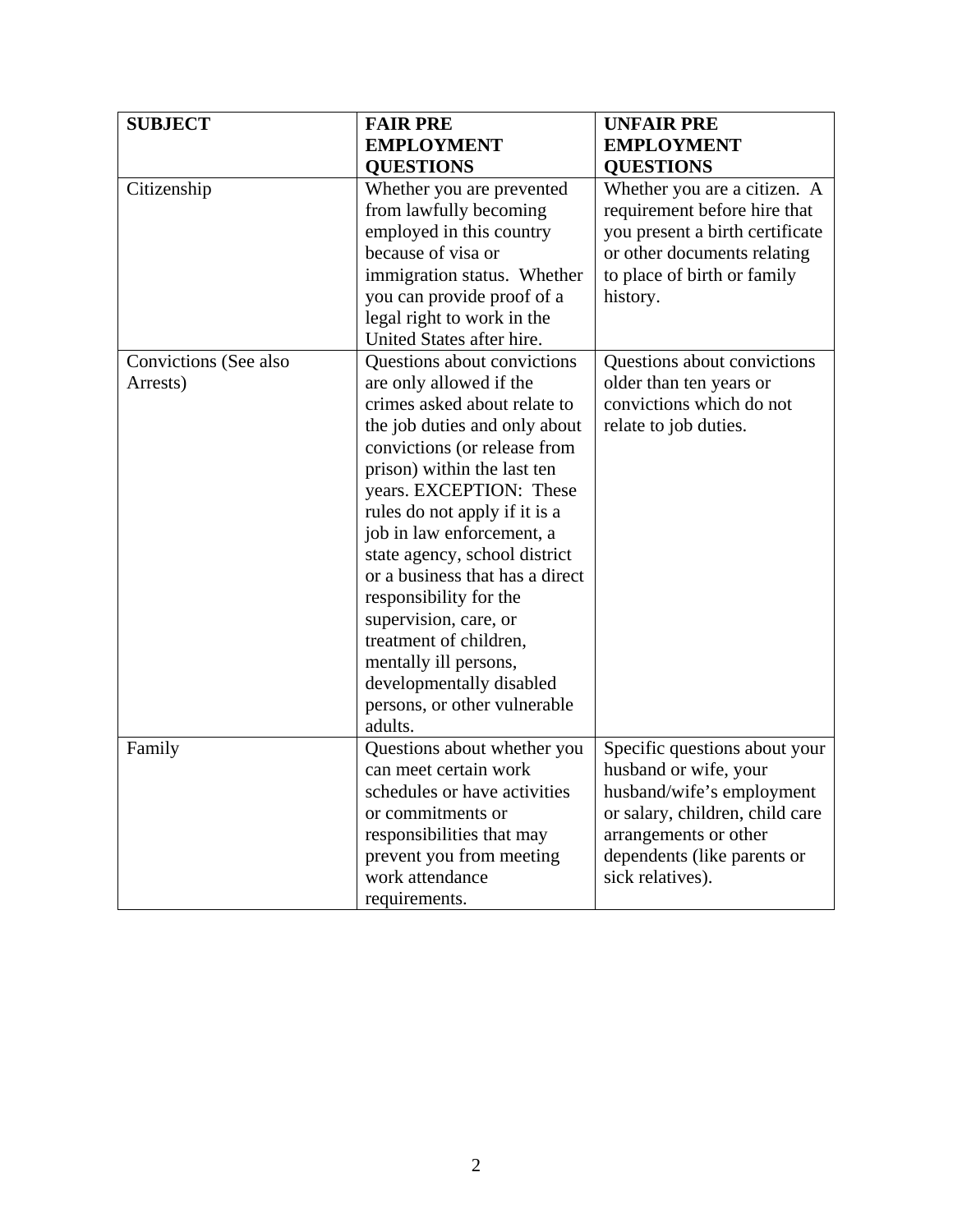| SUBJECT | FAIR PRE EMPLOYMENT QUESTIONS | UNFAIR PRE EMPLOYMENT QUESTIONS |
| --- | --- | --- |
| Citizenship | Whether you are prevented from lawfully becoming employed in this country because of visa or immigration status. Whether you can provide proof of a legal right to work in the United States after hire. | Whether you are a citizen. A requirement before hire that you present a birth certificate or other documents relating to place of birth or family history. |
| Convictions (See also Arrests) | Questions about convictions are only allowed if the crimes asked about relate to the job duties and only about convictions (or release from prison) within the last ten years. EXCEPTION: These rules do not apply if it is a job in law enforcement, a state agency, school district or a business that has a direct responsibility for the supervision, care, or treatment of children, mentally ill persons, developmentally disabled persons, or other vulnerable adults. | Questions about convictions older than ten years or convictions which do not relate to job duties. |
| Family | Questions about whether you can meet certain work schedules or have activities or commitments or responsibilities that may prevent you from meeting work attendance requirements. | Specific questions about your husband or wife, your husband/wife's employment or salary, children, child care arrangements or other dependents (like parents or sick relatives). |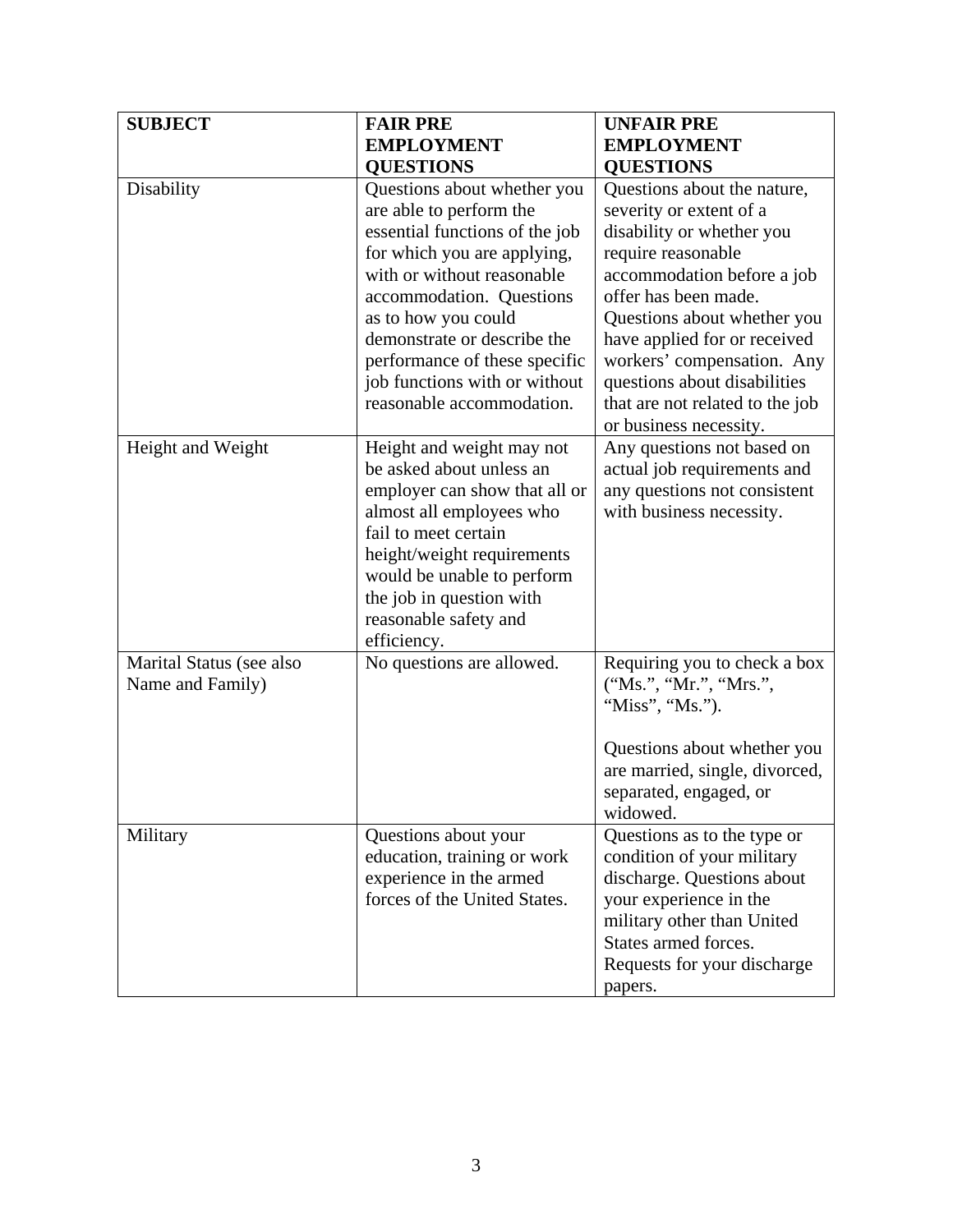| **SUBJECT** | **FAIR PRE EMPLOYMENT QUESTIONS** | **UNFAIR PRE EMPLOYMENT QUESTIONS** |
|---|---|---|
| Disability | Questions about whether you are able to perform the essential functions of the job for which you are applying, with or without reasonable accommodation. Questions as to how you could demonstrate or describe the performance of these specific job functions with or without reasonable accommodation. | Questions about the nature, severity or extent of a disability or whether you require reasonable accommodation before a job offer has been made. Questions about whether you have applied for or received workers' compensation. Any questions about disabilities that are not related to the job or business necessity. |
| Height and Weight | Height and weight may not be asked about unless an employer can show that all or almost all employees who fail to meet certain height/weight requirements would be unable to perform the job in question with reasonable safety and efficiency. | Any questions not based on actual job requirements and any questions not consistent with business necessity. |
| Marital Status (see also Name and Family) | No questions are allowed. | Requiring you to check a box ("Ms.", "Mr.", "Mrs.", "Miss", "Ms.").<br><br>Questions about whether you are married, single, divorced, separated, engaged, or widowed. |
| Military | Questions about your education, training or work experience in the armed forces of the United States. | Questions as to the type or condition of your military discharge. Questions about your experience in the military other than United States armed forces. Requests for your discharge papers. |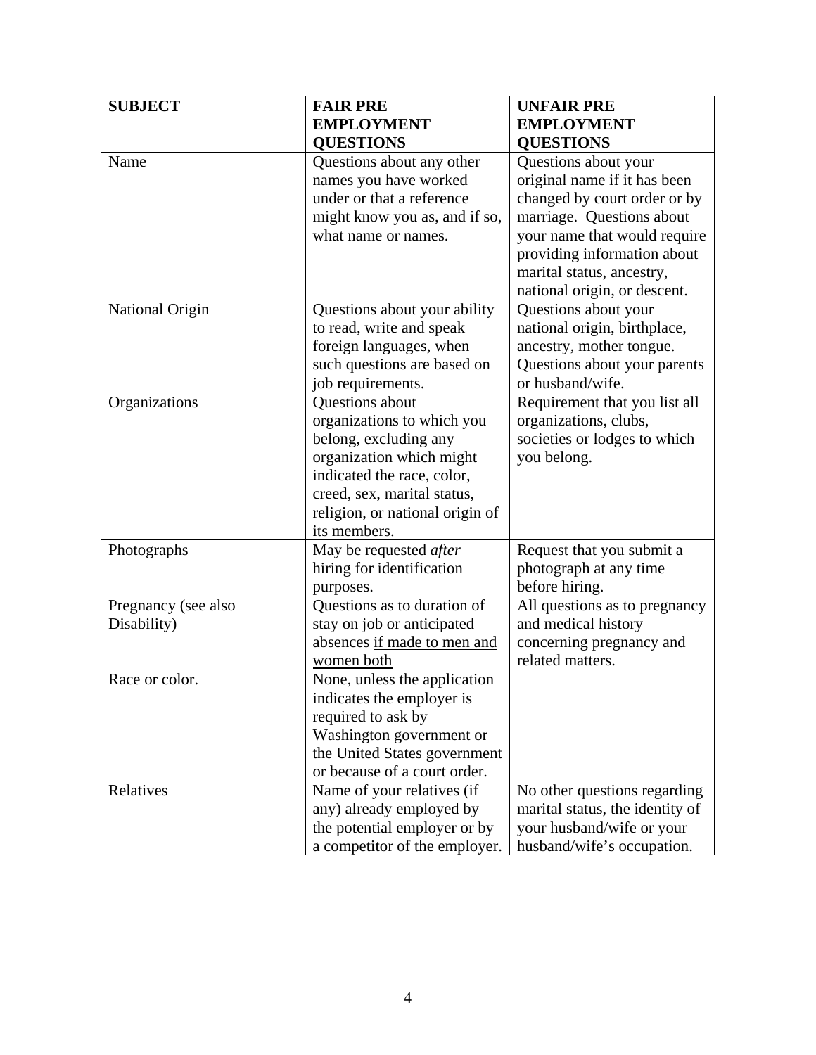| SUBJECT | FAIR PRE EMPLOYMENT QUESTIONS | UNFAIR PRE EMPLOYMENT QUESTIONS |
|---|---|---|
| Name | Questions about any other names you have worked under or that a reference might know you as, and if so, what name or names. | Questions about your original name if it has been changed by court order or by marriage. Questions about your name that would require providing information about marital status, ancestry, national origin, or descent. |
| National Origin | Questions about your ability to read, write and speak foreign languages, when such questions are based on job requirements. | Questions about your national origin, birthplace, ancestry, mother tongue. Questions about your parents or husband/wife. |
| Organizations | Questions about organizations to which you belong, excluding any organization which might indicated the race, color, creed, sex, marital status, religion, or national origin of its members. | Requirement that you list all organizations, clubs, societies or lodges to which you belong. |
| Photographs | May be requested *after* hiring for identification purposes. | Request that you submit a photograph at any time before hiring. |
| Pregnancy (see also Disability) | Questions as to duration of stay on job or anticipated absences <u>if made to men and women both</u> | All questions as to pregnancy and medical history concerning pregnancy and related matters. |
| Race or color. | None, unless the application indicates the employer is required to ask by Washington government or the United States government or because of a court order. | |
| Relatives | Name of your relatives (if any) already employed by the potential employer or by a competitor of the employer. | No other questions regarding marital status, the identity of your husband/wife or your husband/wife's occupation. |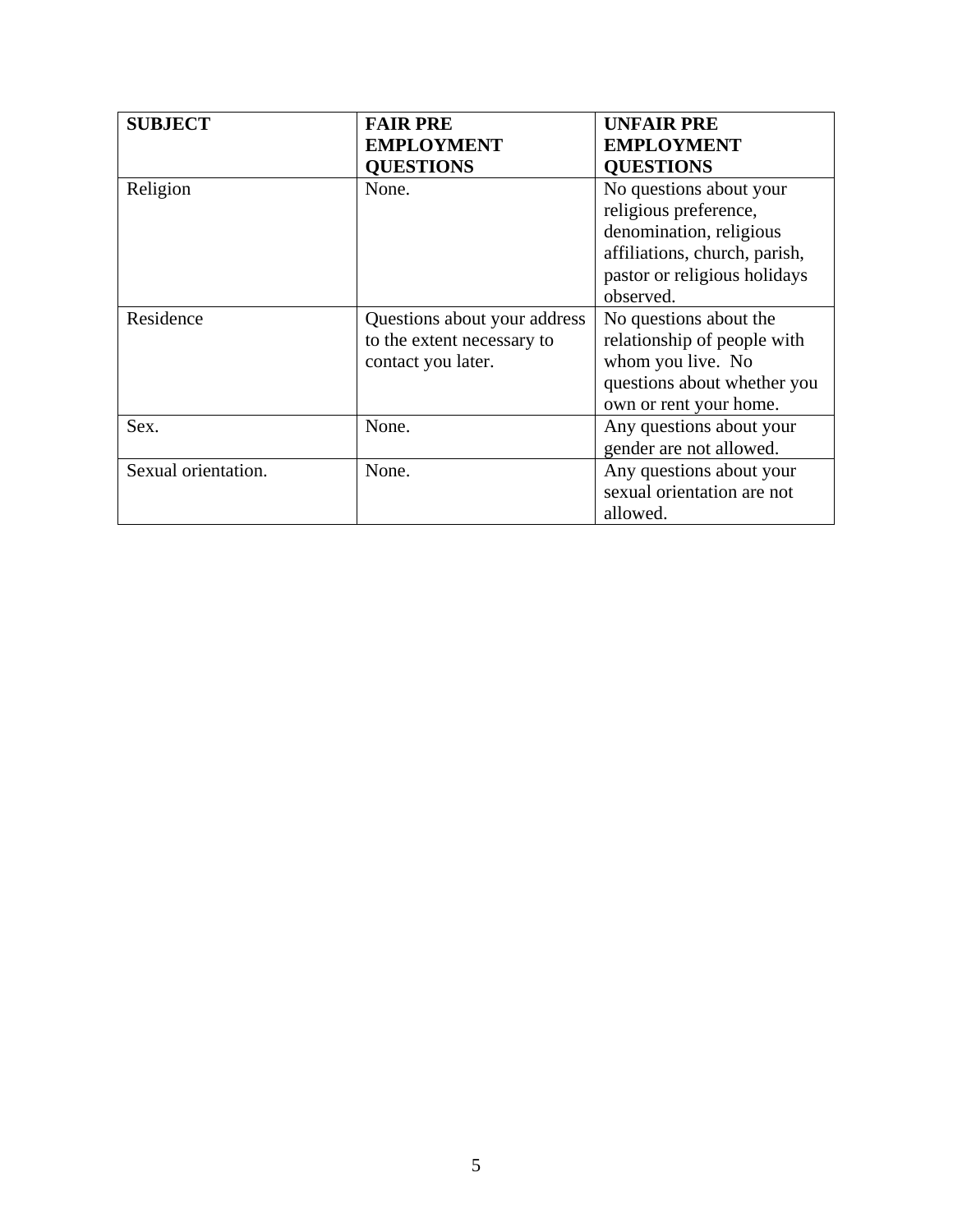| SUBJECT | FAIR PRE EMPLOYMENT QUESTIONS | UNFAIR PRE EMPLOYMENT QUESTIONS |
|---|---|---|
| Religion | None. | No questions about your religious preference, denomination, religious affiliations, church, parish, pastor or religious holidays observed. |
| Residence | Questions about your address to the extent necessary to contact you later. | No questions about the relationship of people with whom you live. No questions about whether you own or rent your home. |
| Sex. | None. | Any questions about your gender are not allowed. |
| Sexual orientation. | None. | Any questions about your sexual orientation are not allowed. |